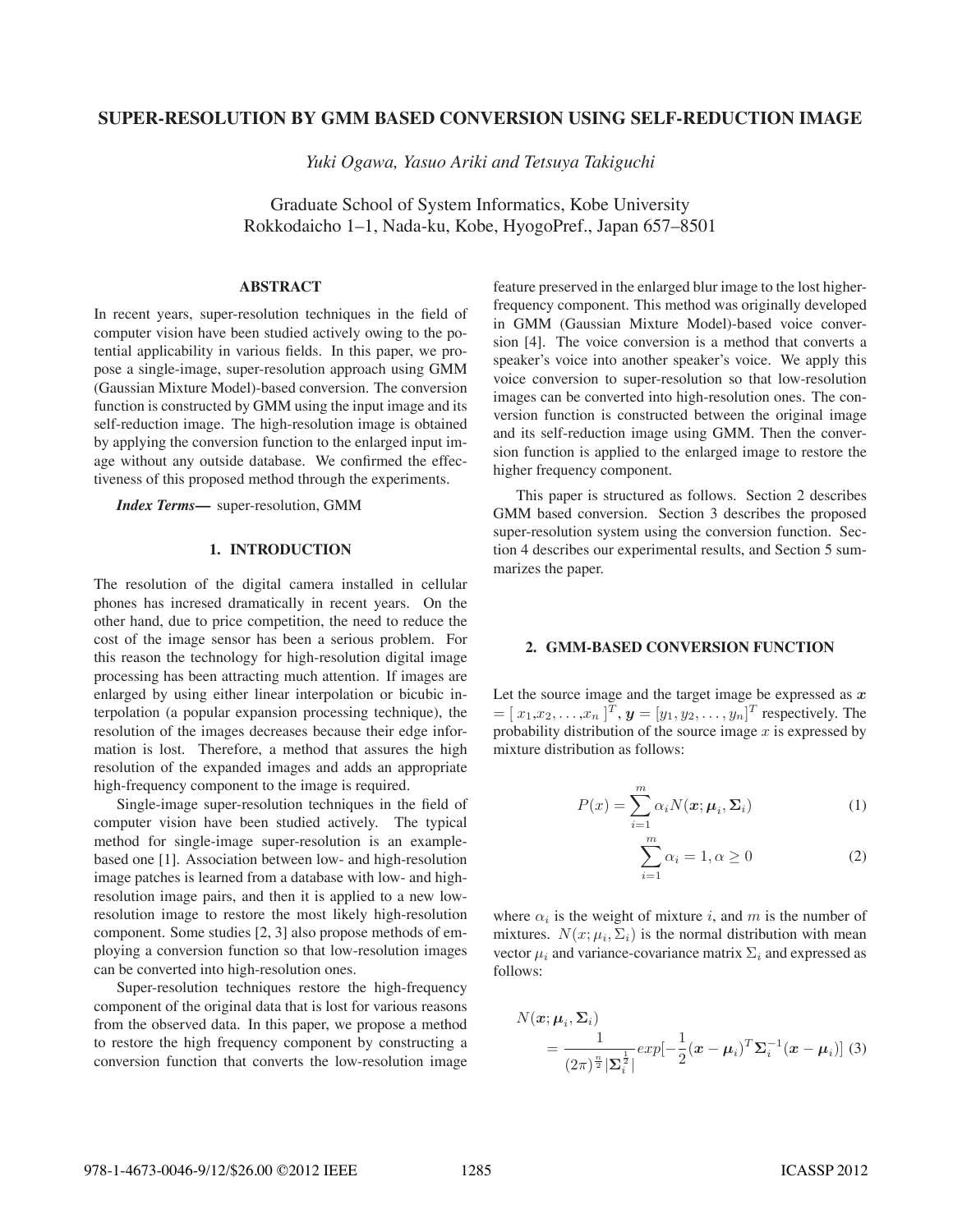# SUPER-RESOLUTION BY GMM BASED CONVERSION USING SELF-REDUCTION IMAGE

*Yuki Ogawa, Yasuo Ariki and Tetsuya Takiguchi*

Graduate School of System Informatics, Kobe University
Rokkodaicho 1–1, Nada-ku, Kobe, HyogoPref., Japan 657–8501

## ABSTRACT

In recent years, super-resolution techniques in the field of computer vision have been studied actively owing to the potential applicability in various fields. In this paper, we propose a single-image, super-resolution approach using GMM (Gaussian Mixture Model)-based conversion. The conversion function is constructed by GMM using the input image and its self-reduction image. The high-resolution image is obtained by applying the conversion function to the enlarged input image without any outside database. We confirmed the effectiveness of this proposed method through the experiments.

***Index Terms*—** super-resolution, GMM

## 1. INTRODUCTION

The resolution of the digital camera installed in cellular phones has incresed dramatically in recent years. On the other hand, due to price competition, the need to reduce the cost of the image sensor has been a serious problem. For this reason the technology for high-resolution digital image processing has been attracting much attention. If images are enlarged by using either linear interpolation or bicubic interpolation (a popular expansion processing technique), the resolution of the images decreases because their edge information is lost. Therefore, a method that assures the high resolution of the expanded images and adds an appropriate high-frequency component to the image is required.

Single-image super-resolution techniques in the field of computer vision have been studied actively. The typical method for single-image super-resolution is an example-based one [1]. Association between low- and high-resolution image patches is learned from a database with low- and high-resolution image pairs, and then it is applied to a new low-resolution image to restore the most likely high-resolution component. Some studies [2, 3] also propose methods of employing a conversion function so that low-resolution images can be converted into high-resolution ones.

Super-resolution techniques restore the high-frequency component of the original data that is lost for various reasons from the observed data. In this paper, we propose a method to restore the high frequency component by constructing a conversion function that converts the low-resolution image feature preserved in the enlarged blur image to the lost higher-frequency component. This method was originally developed in GMM (Gaussian Mixture Model)-based voice conversion [4]. The voice conversion is a method that converts a speaker's voice into another speaker's voice. We apply this voice conversion to super-resolution so that low-resolution images can be converted into high-resolution ones. The conversion function is constructed between the original image and its self-reduction image using GMM. Then the conversion function is applied to the enlarged image to restore the higher frequency component.

This paper is structured as follows. Section 2 describes GMM based conversion. Section 3 describes the proposed super-resolution system using the conversion function. Section 4 describes our experimental results, and Section 5 summarizes the paper.

## 2. GMM-BASED CONVERSION FUNCTION

Let the source image and the target image be expressed as $\boldsymbol{x} = [\, x_1, x_2, \dots, x_n \,]^T$, $\boldsymbol{y} = [y_1, y_2, \dots, y_n]^T$ respectively. The probability distribution of the source image $x$ is expressed by mixture distribution as follows:

$$P(x) = \sum_{i=1}^{m} \alpha_i N(\boldsymbol{x}; \boldsymbol{\mu}_i, \boldsymbol{\Sigma}_i) \tag{1}$$

$$\sum_{i=1}^{m} \alpha_i = 1, \alpha \geq 0 \tag{2}$$

where $\alpha_i$ is the weight of mixture $i$, and $m$ is the number of mixtures. $N(x; \mu_i, \Sigma_i)$ is the normal distribution with mean vector $\mu_i$ and variance-covariance matrix $\Sigma_i$ and expressed as follows:

$$N(\boldsymbol{x}; \boldsymbol{\mu}_i, \boldsymbol{\Sigma}_i) = \frac{1}{(2\pi)^{\frac{n}{2}} |\boldsymbol{\Sigma}_i^{\frac{1}{2}}|} exp[-\frac{1}{2}(\boldsymbol{x} - \boldsymbol{\mu}_i)^T \boldsymbol{\Sigma}_i^{-1} (\boldsymbol{x} - \boldsymbol{\mu}_i)] \tag{3}$$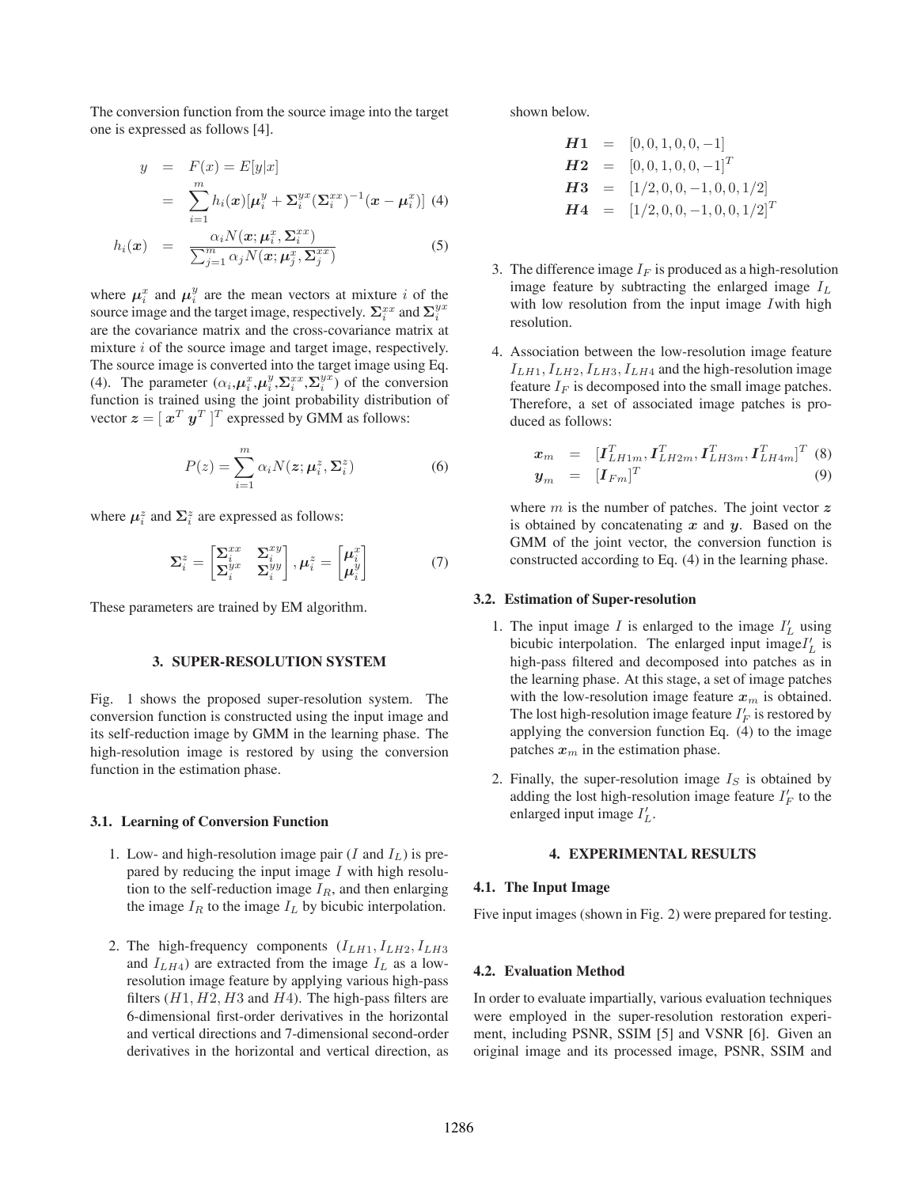The conversion function from the source image into the target one is expressed as follows [4].

$$
\begin{aligned}
y &= F(x) = E[y|x] \\
&= \sum_{i=1}^{m} h_i(\boldsymbol{x})[\boldsymbol{\mu}_i^y + \boldsymbol{\Sigma}_i^{yx}(\boldsymbol{\Sigma}_i^{xx})^{-1}(\boldsymbol{x} - \boldsymbol{\mu}_i^x)] \quad (4)
\end{aligned}
$$

$$
h_i(\boldsymbol{x}) = \frac{\alpha_i N(\boldsymbol{x}; \boldsymbol{\mu}_i^x, \boldsymbol{\Sigma}_i^{xx})}{\sum_{j=1}^{m} \alpha_j N(\boldsymbol{x}; \boldsymbol{\mu}_j^x, \boldsymbol{\Sigma}_j^{xx})} \quad (5)
$$

where $\boldsymbol{\mu}_i^x$ and $\boldsymbol{\mu}_i^y$ are the mean vectors at mixture $i$ of the source image and the target image, respectively. $\boldsymbol{\Sigma}_i^{xx}$ and $\boldsymbol{\Sigma}_i^{yx}$ are the covariance matrix and the cross-covariance matrix at mixture $i$ of the source image and target image, respectively. The source image is converted into the target image using Eq. (4). The parameter ($\alpha_i$,$\boldsymbol{\mu}_i^x$,$\boldsymbol{\mu}_i^y$,$\boldsymbol{\Sigma}_i^{xx}$,$\boldsymbol{\Sigma}_i^{yx}$) of the conversion function is trained using the joint probability distribution of vector $\boldsymbol{z} = [\ \boldsymbol{x}^T\ \boldsymbol{y}^T\ ]^T$ expressed by GMM as follows:

$$
P(z) = \sum_{i=1}^{m} \alpha_i N(\boldsymbol{z}; \boldsymbol{\mu}_i^z, \boldsymbol{\Sigma}_i^z) \quad (6)
$$

where $\boldsymbol{\mu}_i^z$ and $\boldsymbol{\Sigma}_i^z$ are expressed as follows:

$$
\boldsymbol{\Sigma}_i^z = \begin{bmatrix} \boldsymbol{\Sigma}_i^{xx} & \boldsymbol{\Sigma}_i^{xy} \\ \boldsymbol{\Sigma}_i^{yx} & \boldsymbol{\Sigma}_i^{yy} \end{bmatrix}, \boldsymbol{\mu}_i^z = \begin{bmatrix} \boldsymbol{\mu}_i^x \\ \boldsymbol{\mu}_i^y \end{bmatrix} \quad (7)
$$

These parameters are trained by EM algorithm.

## 3. SUPER-RESOLUTION SYSTEM

Fig. 1 shows the proposed super-resolution system. The conversion function is constructed using the input image and its self-reduction image by GMM in the learning phase. The high-resolution image is restored by using the conversion function in the estimation phase.

### 3.1. Learning of Conversion Function

1. Low- and high-resolution image pair ($I$ and $I_L$) is prepared by reducing the input image $I$ with high resolution to the self-reduction image $I_R$, and then enlarging the image $I_R$ to the image $I_L$ by bicubic interpolation.

2. The high-frequency components ($I_{LH1}, I_{LH2}, I_{LH3}$ and $I_{LH4}$) are extracted from the image $I_L$ as a low-resolution image feature by applying various high-pass filters ($H1, H2, H3$ and $H4$). The high-pass filters are 6-dimensional first-order derivatives in the horizontal and vertical directions and 7-dimensional second-order derivatives in the horizontal and vertical direction, as shown below.

$$
\begin{aligned}
\boldsymbol{H1} &= [0, 0, 1, 0, 0, -1] \\
\boldsymbol{H2} &= [0, 0, 1, 0, 0, -1]^T \\
\boldsymbol{H3} &= [1/2, 0, 0, -1, 0, 0, 1/2] \\
\boldsymbol{H4} &= [1/2, 0, 0, -1, 0, 0, 1/2]^T
\end{aligned}
$$

3. The difference image $I_F$ is produced as a high-resolution image feature by subtracting the enlarged image $I_L$ with low resolution from the input image $I$with high resolution.

4. Association between the low-resolution image feature $I_{LH1}, I_{LH2}, I_{LH3}, I_{LH4}$ and the high-resolution image feature $I_F$ is decomposed into the small image patches. Therefore, a set of associated image patches is produced as follows:

$$
\begin{aligned}
\boldsymbol{x}_m &= [\boldsymbol{I}_{LH1m}^T, \boldsymbol{I}_{LH2m}^T, \boldsymbol{I}_{LH3m}^T, \boldsymbol{I}_{LH4m}^T]^T \quad (8) \\
\boldsymbol{y}_m &= [\boldsymbol{I}_{Fm}]^T \quad (9)
\end{aligned}
$$

   where $m$ is the number of patches. The joint vector $\boldsymbol{z}$ is obtained by concatenating $\boldsymbol{x}$ and $\boldsymbol{y}$. Based on the GMM of the joint vector, the conversion function is constructed according to Eq. (4) in the learning phase.

### 3.2. Estimation of Super-resolution

1. The input image $I$ is enlarged to the image $I'_L$ using bicubic interpolation. The enlarged input image$I'_L$ is high-pass filtered and decomposed into patches as in the learning phase. At this stage, a set of image patches with the low-resolution image feature $\boldsymbol{x}_m$ is obtained. The lost high-resolution image feature $I'_F$ is restored by applying the conversion function Eq. (4) to the image patches $\boldsymbol{x}_m$ in the estimation phase.

2. Finally, the super-resolution image $I_S$ is obtained by adding the lost high-resolution image feature $I'_F$ to the enlarged input image $I'_L$.

## 4. EXPERIMENTAL RESULTS

### 4.1. The Input Image

Five input images (shown in Fig. 2) were prepared for testing.

### 4.2. Evaluation Method

In order to evaluate impartially, various evaluation techniques were employed in the super-resolution restoration experiment, including PSNR, SSIM [5] and VSNR [6]. Given an original image and its processed image, PSNR, SSIM and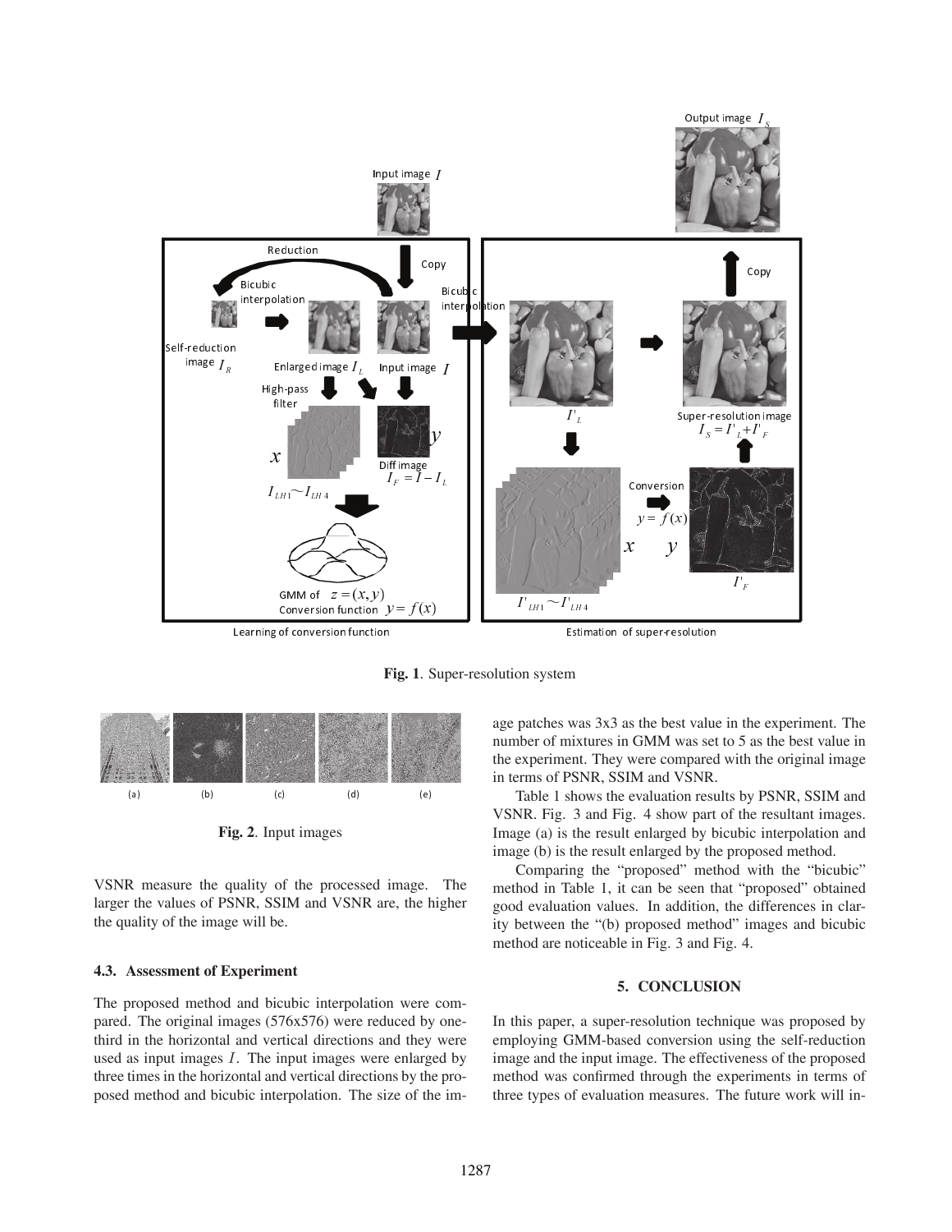**Fig. 1**. Super-resolution system

**Fig. 2**. Input images

VSNR measure the quality of the processed image. The larger the values of PSNR, SSIM and VSNR are, the higher the quality of the image will be.

### 4.3. Assessment of Experiment

The proposed method and bicubic interpolation were compared. The original images (576x576) were reduced by one-third in the horizontal and vertical directions and they were used as input images $I$. The input images were enlarged by three times in the horizontal and vertical directions by the proposed method and bicubic interpolation. The size of the image patches was 3x3 as the best value in the experiment. The number of mixtures in GMM was set to 5 as the best value in the experiment. They were compared with the original image in terms of PSNR, SSIM and VSNR.

Table 1 shows the evaluation results by PSNR, SSIM and VSNR. Fig. 3 and Fig. 4 show part of the resultant images. Image (a) is the result enlarged by bicubic interpolation and image (b) is the result enlarged by the proposed method.

Comparing the "proposed" method with the "bicubic" method in Table 1, it can be seen that "proposed" obtained good evaluation values. In addition, the differences in clarity between the "(b) proposed method" images and bicubic method are noticeable in Fig. 3 and Fig. 4.

## 5. CONCLUSION

In this paper, a super-resolution technique was proposed by employing GMM-based conversion using the self-reduction image and the input image. The effectiveness of the proposed method was confirmed through the experiments in terms of three types of evaluation measures. The future work will in-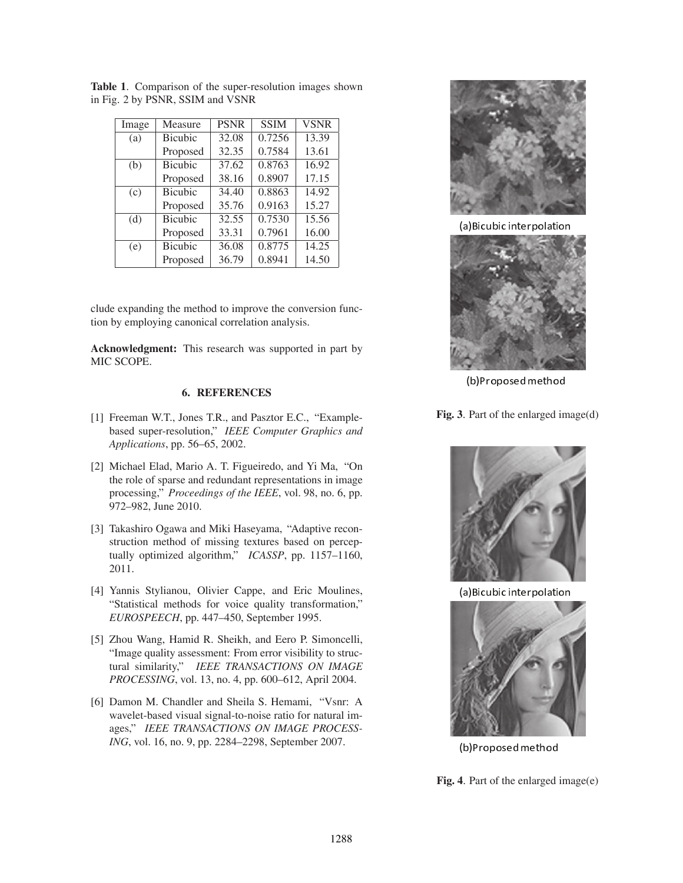**Table 1**. Comparison of the super-resolution images shown in Fig. 2 by PSNR, SSIM and VSNR

| Image | Measure | PSNR | SSIM | VSNR |
|---|---|---|---|---|
| (a) | Bicubic | 32.08 | 0.7256 | 13.39 |
| | Proposed | 32.35 | 0.7584 | 13.61 |
| (b) | Bicubic | 37.62 | 0.8763 | 16.92 |
| | Proposed | 38.16 | 0.8907 | 17.15 |
| (c) | Bicubic | 34.40 | 0.8863 | 14.92 |
| | Proposed | 35.76 | 0.9163 | 15.27 |
| (d) | Bicubic | 32.55 | 0.7530 | 15.56 |
| | Proposed | 33.31 | 0.7961 | 16.00 |
| (e) | Bicubic | 36.08 | 0.8775 | 14.25 |
| | Proposed | 36.79 | 0.8941 | 14.50 |

clude expanding the method to improve the conversion function by employing canonical correlation analysis.

**Acknowledgment:** This research was supported in part by MIC SCOPE.

## 6. REFERENCES

[1] Freeman W.T., Jones T.R., and Pasztor E.C., "Example-based super-resolution," *IEEE Computer Graphics and Applications*, pp. 56–65, 2002.

[2] Michael Elad, Mario A. T. Figueiredo, and Yi Ma, "On the role of sparse and redundant representations in image processing," *Proceedings of the IEEE*, vol. 98, no. 6, pp. 972–982, June 2010.

[3] Takashiro Ogawa and Miki Haseyama, "Adaptive reconstruction method of missing textures based on perceptually optimized algorithm," *ICASSP*, pp. 1157–1160, 2011.

[4] Yannis Stylianou, Olivier Cappe, and Eric Moulines, "Statistical methods for voice quality transformation," *EUROSPEECH*, pp. 447–450, September 1995.

[5] Zhou Wang, Hamid R. Sheikh, and Eero P. Simoncelli, "Image quality assessment: From error visibility to structural similarity," *IEEE TRANSACTIONS ON IMAGE PROCESSING*, vol. 13, no. 4, pp. 600–612, April 2004.

[6] Damon M. Chandler and Sheila S. Hemami, "Vsnr: A wavelet-based visual signal-to-noise ratio for natural images," *IEEE TRANSACTIONS ON IMAGE PROCESSING*, vol. 16, no. 9, pp. 2284–2298, September 2007.

(a)Bicubic interpolation

(b)Proposed method

**Fig. 3**. Part of the enlarged image(d)

(a)Bicubic interpolation

(b)Proposed method

**Fig. 4**. Part of the enlarged image(e)